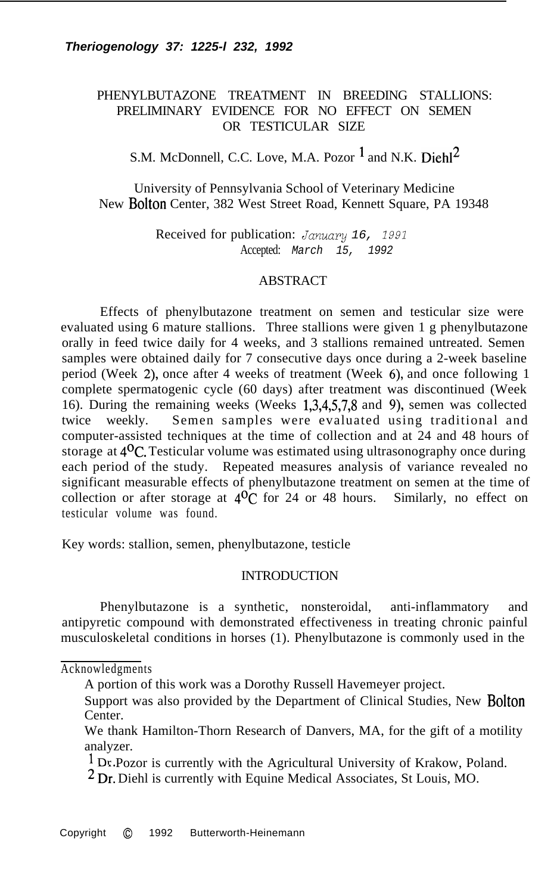*Theriogenology 37: 1225-1232, 1992*

# PHENYLBUTAZONE TREATMENT IN BREEDING STALLIONS: PRELIMINARY EVIDENCE FOR NO EFFECT ON SEMEN OR TESTICULAR SIZE

S.M. McDonnell, C.C. Love, M.A. Pozor [1] and N.K. Diehl[2]

University of Pennsylvania School of Veterinary Medicine
New Bolton Center, 382 West Street Road, Kennett Square, PA 19348

Received for publication: *January 16, 1991*
Accepted: *March 15, 1992*

## ABSTRACT

Effects of phenylbutazone treatment on semen and testicular size were evaluated using 6 mature stallions. Three stallions were given 1 g phenylbutazone orally in feed twice daily for 4 weeks, and 3 stallions remained untreated. Semen samples were obtained daily for 7 consecutive days once during a 2-week baseline period (Week 2), once after 4 weeks of treatment (Week 6), and once following 1 complete spermatogenic cycle (60 days) after treatment was discontinued (Week 16). During the remaining weeks (Weeks 1,3,4,5,7,8 and 9), semen was collected twice weekly. Semen samples were evaluated using traditional and computer-assisted techniques at the time of collection and at 24 and 48 hours of storage at 4°C. Testicular volume was estimated using ultrasonography once during each period of the study. Repeated measures analysis of variance revealed no significant measurable effects of phenylbutazone treatment on semen at the time of collection or after storage at 4°C for 24 or 48 hours. Similarly, no effect on testicular volume was found.

Key words: stallion, semen, phenylbutazone, testicle

## INTRODUCTION

Phenylbutazone is a synthetic, nonsteroidal, anti-inflammatory and antipyretic compound with demonstrated effectiveness in treating chronic painful musculoskeletal conditions in horses (1). Phenylbutazone is commonly used in the

---

Acknowledgments

A portion of this work was a Dorothy Russell Havemeyer project.

Support was also provided by the Department of Clinical Studies, New Bolton Center.

We thank Hamilton-Thorn Research of Danvers, MA, for the gift of a motility analyzer.

[1] Dr. Pozor is currently with the Agricultural University of Krakow, Poland.

[2] Dr. Diehl is currently with Equine Medical Associates, St Louis, MO.

Copyright © 1992 Butterworth-Heinemann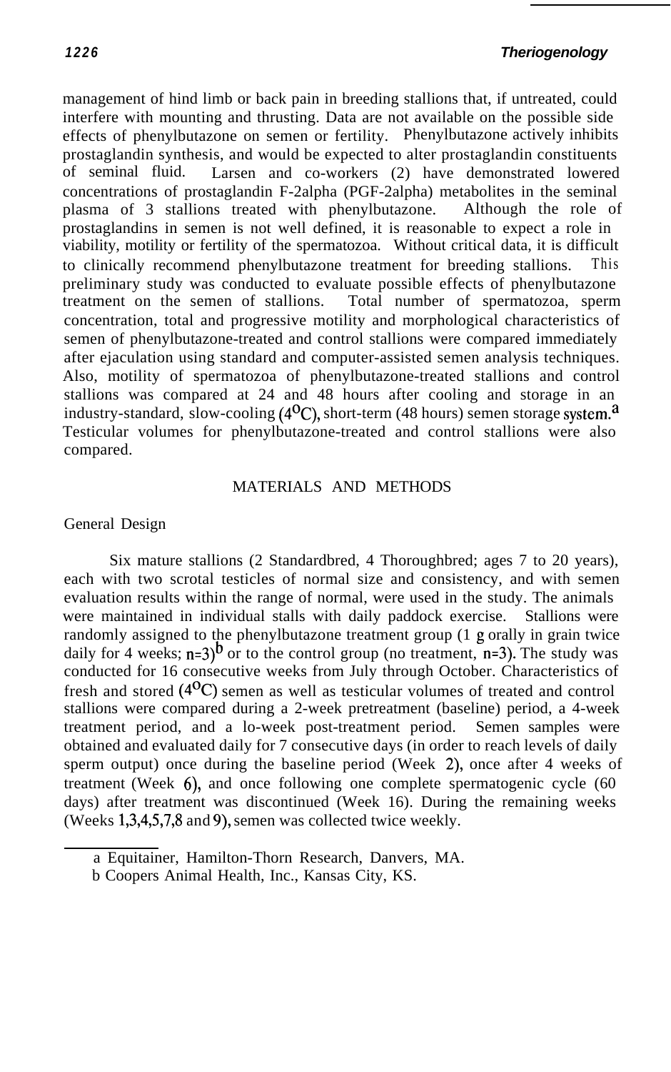management of hind limb or back pain in breeding stallions that, if untreated, could interfere with mounting and thrusting. Data are not available on the possible side effects of phenylbutazone on semen or fertility. Phenylbutazone actively inhibits prostaglandin synthesis, and would be expected to alter prostaglandin constituents of seminal fluid. Larsen and co-workers (2) have demonstrated lowered concentrations of prostaglandin F-2alpha (PGF-2alpha) metabolites in the seminal plasma of 3 stallions treated with phenylbutazone. Although the role of prostaglandins in semen is not well defined, it is reasonable to expect a role in viability, motility or fertility of the spermatozoa. Without critical data, it is difficult to clinically recommend phenylbutazone treatment for breeding stallions. This preliminary study was conducted to evaluate possible effects of phenylbutazone treatment on the semen of stallions. Total number of spermatozoa, sperm concentration, total and progressive motility and morphological characteristics of semen of phenylbutazone-treated and control stallions were compared immediately after ejaculation using standard and computer-assisted semen analysis techniques. Also, motility of spermatozoa of phenylbutazone-treated stallions and control stallions was compared at 24 and 48 hours after cooling and storage in an industry-standard, slow-cooling ($4^oC$), short-term (48 hours) semen storage system.[a] Testicular volumes for phenylbutazone-treated and control stallions were also compared.

## MATERIALS AND METHODS

### General Design

Six mature stallions (2 Standardbred, 4 Thoroughbred; ages 7 to 20 years), each with two scrotal testicles of normal size and consistency, and with semen evaluation results within the range of normal, were used in the study. The animals were maintained in individual stalls with daily paddock exercise. Stallions were randomly assigned to the phenylbutazone treatment group (1 g orally in grain twice daily for 4 weeks; n=3)[b] or to the control group (no treatment, n=3). The study was conducted for 16 consecutive weeks from July through October. Characteristics of fresh and stored ($4^oC$) semen as well as testicular volumes of treated and control stallions were compared during a 2-week pretreatment (baseline) period, a 4-week treatment period, and a lo-week post-treatment period. Semen samples were obtained and evaluated daily for 7 consecutive days (in order to reach levels of daily sperm output) once during the baseline period (Week 2), once after 4 weeks of treatment (Week 6), and once following one complete spermatogenic cycle (60 days) after treatment was discontinued (Week 16). During the remaining weeks (Weeks 1,3,4,5,7,8 and 9), semen was collected twice weekly.

---

a Equitainer, Hamilton-Thorn Research, Danvers, MA.

b Coopers Animal Health, Inc., Kansas City, KS.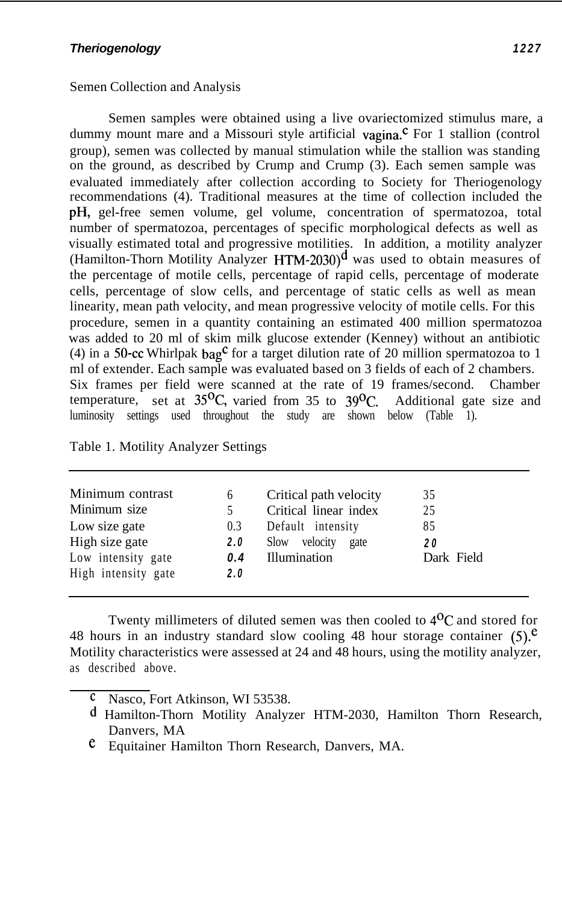Semen Collection and Analysis

Semen samples were obtained using a live ovariectomized stimulus mare, a dummy mount mare and a Missouri style artificial vagina.[c] For 1 stallion (control group), semen was collected by manual stimulation while the stallion was standing on the ground, as described by Crump and Crump (3). Each semen sample was evaluated immediately after collection according to Society for Theriogenology recommendations (4). Traditional measures at the time of collection included the pH, gel-free semen volume, gel volume, concentration of spermatozoa, total number of spermatozoa, percentages of specific morphological defects as well as visually estimated total and progressive motilities. In addition, a motility analyzer (Hamilton-Thorn Motility Analyzer HTM-2030)[d] was used to obtain measures of the percentage of motile cells, percentage of rapid cells, percentage of moderate cells, percentage of slow cells, and percentage of static cells as well as mean linearity, mean path velocity, and mean progressive velocity of motile cells. For this procedure, semen in a quantity containing an estimated 400 million spermatozoa was added to 20 ml of skim milk glucose extender (Kenney) without an antibiotic (4) in a 50-cc Whirlpak bag[c] for a target dilution rate of 20 million spermatozoa to 1 ml of extender. Each sample was evaluated based on 3 fields of each of 2 chambers. Six frames per field were scanned at the rate of 19 frames/second. Chamber temperature, set at 35°C, varied from 35 to 39°C. Additional gate size and luminosity settings used throughout the study are shown below (Table 1).

Table 1. Motility Analyzer Settings

| | | | |
|---|---|---|---|
| Minimum contrast | 6 | Critical path velocity | 35 |
| Minimum size | 5 | Critical linear index | 25 |
| Low size gate | 0.3 | Default intensity | 85 |
| High size gate | 2.0 | Slow velocity gate | 20 |
| Low intensity gate | 0.4 | Illumination | Dark Field |
| High intensity gate | 2.0 | | |

Twenty millimeters of diluted semen was then cooled to 4°C and stored for 48 hours in an industry standard slow cooling 48 hour storage container (5).[e] Motility characteristics were assessed at 24 and 48 hours, using the motility analyzer, as described above.

---

[c] Nasco, Fort Atkinson, WI 53538.

[d] Hamilton-Thorn Motility Analyzer HTM-2030, Hamilton Thorn Research, Danvers, MA

[e] Equitainer Hamilton Thorn Research, Danvers, MA.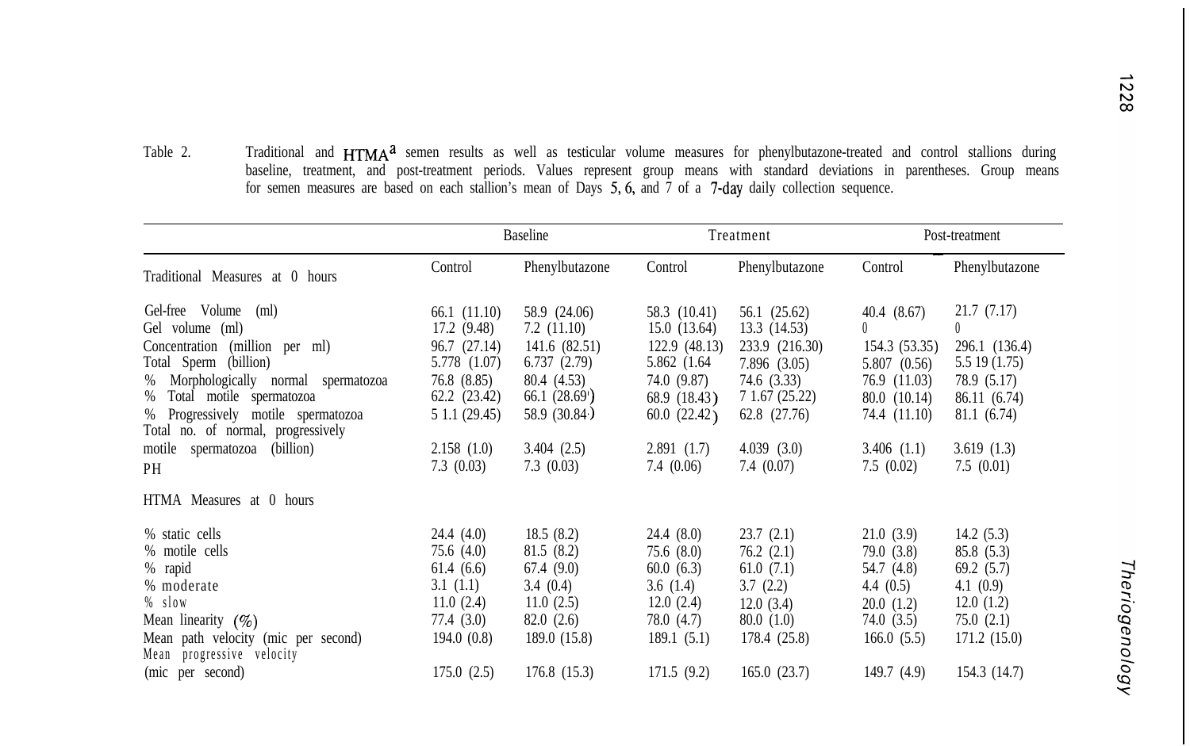Table 2. Traditional and HTMA[a] semen results as well as testicular volume measures for phenylbutazone-treated and control stallions during baseline, treatment, and post-treatment periods. Values represent group means with standard deviations in parentheses. Group means for semen measures are based on each stallion's mean of Days 5, 6, and 7 of a 7-day daily collection sequence.

| | Baseline | | Treatment | | Post-treatment | |
|---|---|---|---|---|---|---|
| Traditional Measures at 0 hours | Control | Phenylbutazone | Control | Phenylbutazone | Control | Phenylbutazone |
| Gel-free Volume (ml) | 66.1 (11.10) | 58.9 (24.06) | 58.3 (10.41) | 56.1 (25.62) | 40.4 (8.67) | 21.7 (7.17) |
| Gel volume (ml) | 17.2 (9.48) | 7.2 (11.10) | 15.0 (13.64) | 13.3 (14.53) | 0 | 0 |
| Concentration (million per ml) | 96.7 (27.14) | 141.6 (82.51) | 122.9 (48.13) | 233.9 (216.30) | 154.3 (53.35) | 296.1 (136.4) |
| Total Sperm (billion) | 5.778 (1.07) | 6.737 (2.79) | 5.862 (1.64 | 7.896 (3.05) | 5.807 (0.56) | 5.5 19 (1.75) |
| % Morphologically normal spermatozoa | 76.8 (8.85) | 80.4 (4.53) | 74.0 (9.87) | 74.6 (3.33) | 76.9 (11.03) | 78.9 (5.17) |
| % Total motile spermatozoa | 62.2 (23.42) | 66.1 (28.69) | 68.9 (18.43) | 7 1.67 (25.22) | 80.0 (10.14) | 86.11 (6.74) |
| % Progressively motile spermatozoa | 5 1.1 (29.45) | 58.9 (30.84) | 60.0 (22.42) | 62.8 (27.76) | 74.4 (11.10) | 81.1 (6.74) |
| Total no. of normal, progressively motile spermatozoa (billion) | 2.158 (1.0) | 3.404 (2.5) | 2.891 (1.7) | 4.039 (3.0) | 3.406 (1.1) | 3.619 (1.3) |
| PH | 7.3 (0.03) | 7.3 (0.03) | 7.4 (0.06) | 7.4 (0.07) | 7.5 (0.02) | 7.5 (0.01) |
| HTMA Measures at 0 hours | | | | | | |
| % static cells | 24.4 (4.0) | 18.5 (8.2) | 24.4 (8.0) | 23.7 (2.1) | 21.0 (3.9) | 14.2 (5.3) |
| % motile cells | 75.6 (4.0) | 81.5 (8.2) | 75.6 (8.0) | 76.2 (2.1) | 79.0 (3.8) | 85.8 (5.3) |
| % rapid | 61.4 (6.6) | 67.4 (9.0) | 60.0 (6.3) | 61.0 (7.1) | 54.7 (4.8) | 69.2 (5.7) |
| % moderate | 3.1 (1.1) | 3.4 (0.4) | 3.6 (1.4) | 3.7 (2.2) | 4.4 (0.5) | 4.1 (0.9) |
| % slow | 11.0 (2.4) | 11.0 (2.5) | 12.0 (2.4) | 12.0 (3.4) | 20.0 (1.2) | 12.0 (1.2) |
| Mean linearity (%) | 77.4 (3.0) | 82.0 (2.6) | 78.0 (4.7) | 80.0 (1.0) | 74.0 (3.5) | 75.0 (2.1) |
| Mean path velocity (mic per second) | 194.0 (0.8) | 189.0 (15.8) | 189.1 (5.1) | 178.4 (25.8) | 166.0 (5.5) | 171.2 (15.0) |
| Mean progressive velocity (mic per second) | 175.0 (2.5) | 176.8 (15.3) | 171.5 (9.2) | 165.0 (23.7) | 149.7 (4.9) | 154.3 (14.7) |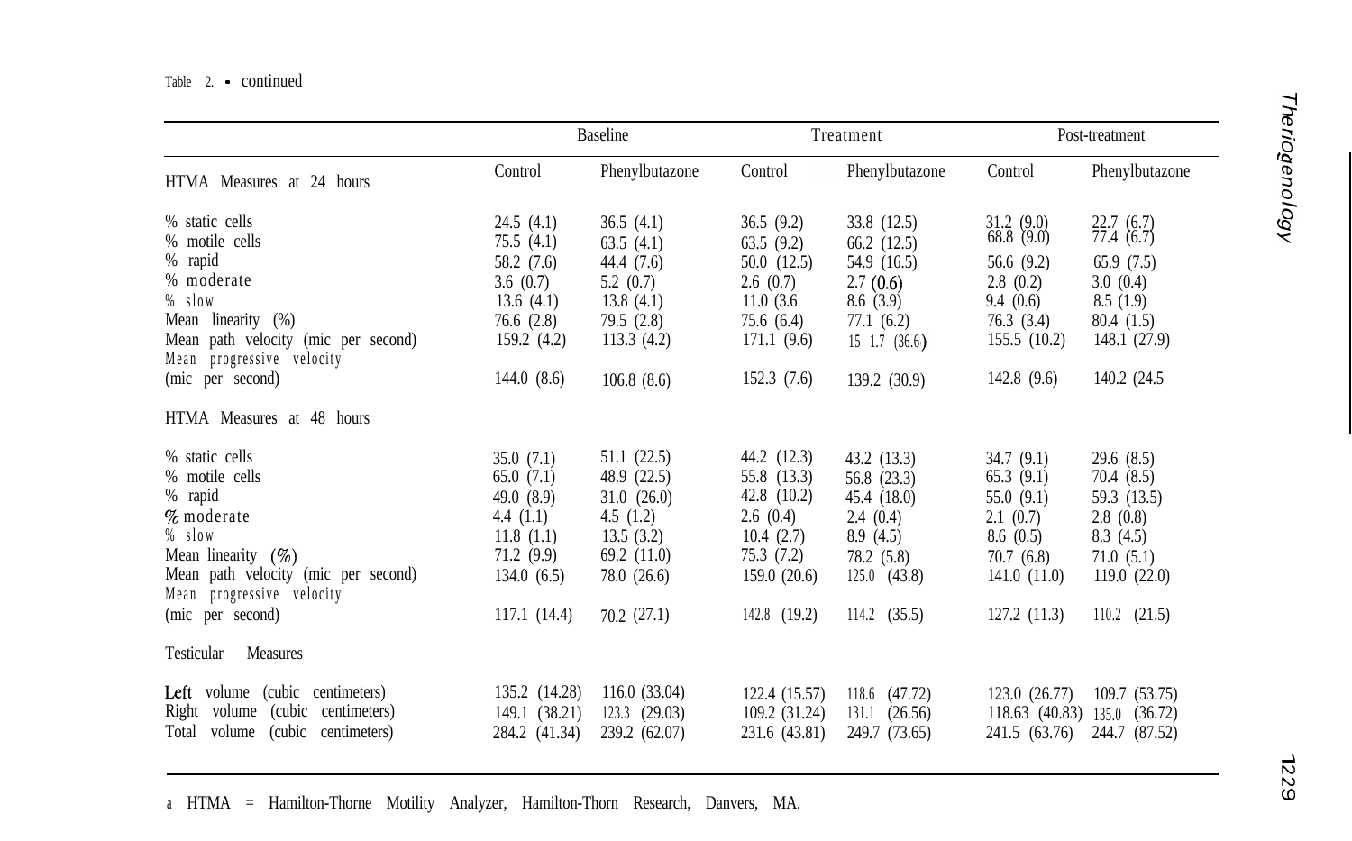Table 2. • continued

| | Baseline | | Treatment | | Post-treatment | |
|---|---|---|---|---|---|---|
| HTMA Measures at 24 hours | Control | Phenylbutazone | Control | Phenylbutazone | Control | Phenylbutazone |
| % static cells | 24.5 (4.1) | 36.5 (4.1) | 36.5 (9.2) | 33.8 (12.5) | 31.2 (9.0) | 22.7 (6.7) |
| % motile cells | 75.5 (4.1) | 63.5 (4.1) | 63.5 (9.2) | 66.2 (12.5) | 68.8 (9.0) | 77.4 (6.7) |
| % rapid | 58.2 (7.6) | 44.4 (7.6) | 50.0 (12.5) | 54.9 (16.5) | 56.6 (9.2) | 65.9 (7.5) |
| % moderate | 3.6 (0.7) | 5.2 (0.7) | 2.6 (0.7) | 2.7 (0.6) | 2.8 (0.2) | 3.0 (0.4) |
| % slow | 13.6 (4.1) | 13.8 (4.1) | 11.0 (3.6 | 8.6 (3.9) | 9.4 (0.6) | 8.5 (1.9) |
| Mean linearity (%) | 76.6 (2.8) | 79.5 (2.8) | 75.6 (6.4) | 77.1 (6.2) | 76.3 (3.4) | 80.4 (1.5) |
| Mean path velocity (mic per second) | 159.2 (4.2) | 113.3 (4.2) | 171.1 (9.6) | 15 1.7 (36.6) | 155.5 (10.2) | 148.1 (27.9) |
| Mean progressive velocity (mic per second) | 144.0 (8.6) | 106.8 (8.6) | 152.3 (7.6) | 139.2 (30.9) | 142.8 (9.6) | 140.2 (24.5 |
| HTMA Measures at 48 hours | | | | | | |
| % static cells | 35.0 (7.1) | 51.1 (22.5) | 44.2 (12.3) | 43.2 (13.3) | 34.7 (9.1) | 29.6 (8.5) |
| % motile cells | 65.0 (7.1) | 48.9 (22.5) | 55.8 (13.3) | 56.8 (23.3) | 65.3 (9.1) | 70.4 (8.5) |
| % rapid | 49.0 (8.9) | 31.0 (26.0) | 42.8 (10.2) | 45.4 (18.0) | 55.0 (9.1) | 59.3 (13.5) |
| % moderate | 4.4 (1.1) | 4.5 (1.2) | 2.6 (0.4) | 2.4 (0.4) | 2.1 (0.7) | 2.8 (0.8) |
| % slow | 11.8 (1.1) | 13.5 (3.2) | 10.4 (2.7) | 8.9 (4.5) | 8.6 (0.5) | 8.3 (4.5) |
| Mean linearity (%) | 71.2 (9.9) | 69.2 (11.0) | 75.3 (7.2) | 78.2 (5.8) | 70.7 (6.8) | 71.0 (5.1) |
| Mean path velocity (mic per second) | 134.0 (6.5) | 78.0 (26.6) | 159.0 (20.6) | 125.0 (43.8) | 141.0 (11.0) | 119.0 (22.0) |
| Mean progressive velocity (mic per second) | 117.1 (14.4) | 70.2 (27.1) | 142.8 (19.2) | 114.2 (35.5) | 127.2 (11.3) | 110.2 (21.5) |
| Testicular Measures | | | | | | |
| Left volume (cubic centimeters) | 135.2 (14.28) | 116.0 (33.04) | 122.4 (15.57) | 118.6 (47.72) | 123.0 (26.77) | 109.7 (53.75) |
| Right volume (cubic centimeters) | 149.1 (38.21) | 123.3 (29.03) | 109.2 (31.24) | 131.1 (26.56) | 118.63 (40.83) | 135.0 (36.72) |
| Total volume (cubic centimeters) | 284.2 (41.34) | 239.2 (62.07) | 231.6 (43.81) | 249.7 (73.65) | 241.5 (63.76) | 244.7 (87.52) |

a HTMA = Hamilton-Thorne Motility Analyzer, Hamilton-Thorn Research, Danvers, MA.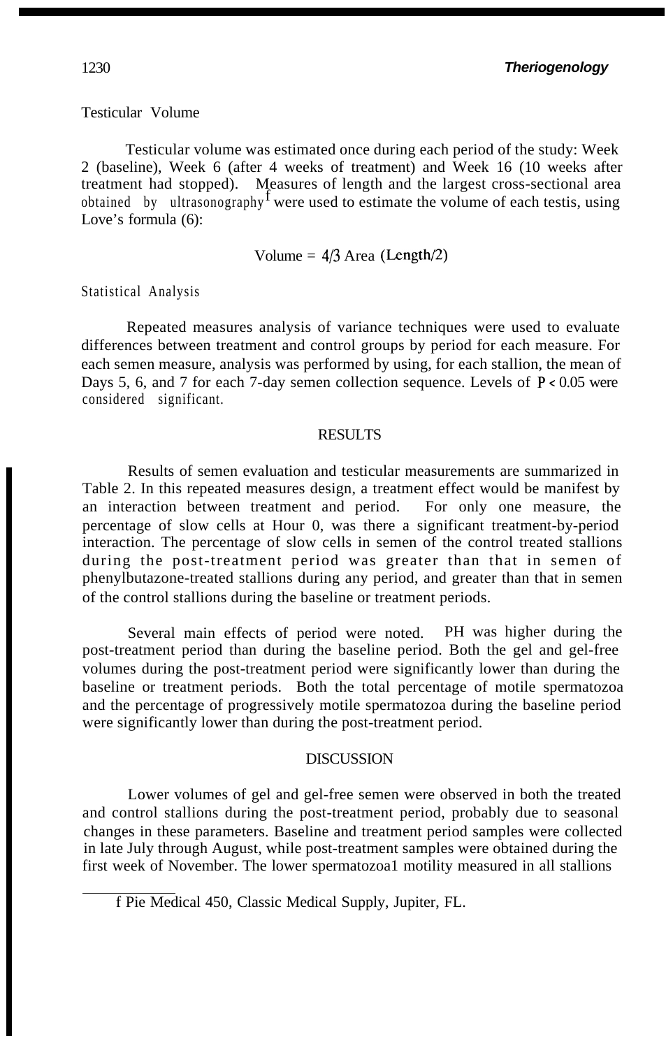### Testicular Volume

Testicular volume was estimated once during each period of the study: Week 2 (baseline), Week 6 (after 4 weeks of treatment) and Week 16 (10 weeks after treatment had stopped). Measures of length and the largest cross-sectional area obtained by ultrasonography[f] were used to estimate the volume of each testis, using Love's formula (6):

$$\text{Volume} = 4/3 \text{ Area } (\text{Length}/2)$$

### Statistical Analysis

Repeated measures analysis of variance techniques were used to evaluate differences between treatment and control groups by period for each measure. For each semen measure, analysis was performed by using, for each stallion, the mean of Days 5, 6, and 7 for each 7-day semen collection sequence. Levels of $P < 0.05$ were considered significant.

## RESULTS

Results of semen evaluation and testicular measurements are summarized in Table 2. In this repeated measures design, a treatment effect would be manifest by an interaction between treatment and period. For only one measure, the percentage of slow cells at Hour 0, was there a significant treatment-by-period interaction. The percentage of slow cells in semen of the control treated stallions during the post-treatment period was greater than that in semen of phenylbutazone-treated stallions during any period, and greater than that in semen of the control stallions during the baseline or treatment periods.

Several main effects of period were noted. PH was higher during the post-treatment period than during the baseline period. Both the gel and gel-free volumes during the post-treatment period were significantly lower than during the baseline or treatment periods. Both the total percentage of motile spermatozoa and the percentage of progressively motile spermatozoa during the baseline period were significantly lower than during the post-treatment period.

## DISCUSSION

Lower volumes of gel and gel-free semen were observed in both the treated and control stallions during the post-treatment period, probably due to seasonal changes in these parameters. Baseline and treatment period samples were collected in late July through August, while post-treatment samples were obtained during the first week of November. The lower spermatozoa1 motility measured in all stallions

---

f Pie Medical 450, Classic Medical Supply, Jupiter, FL.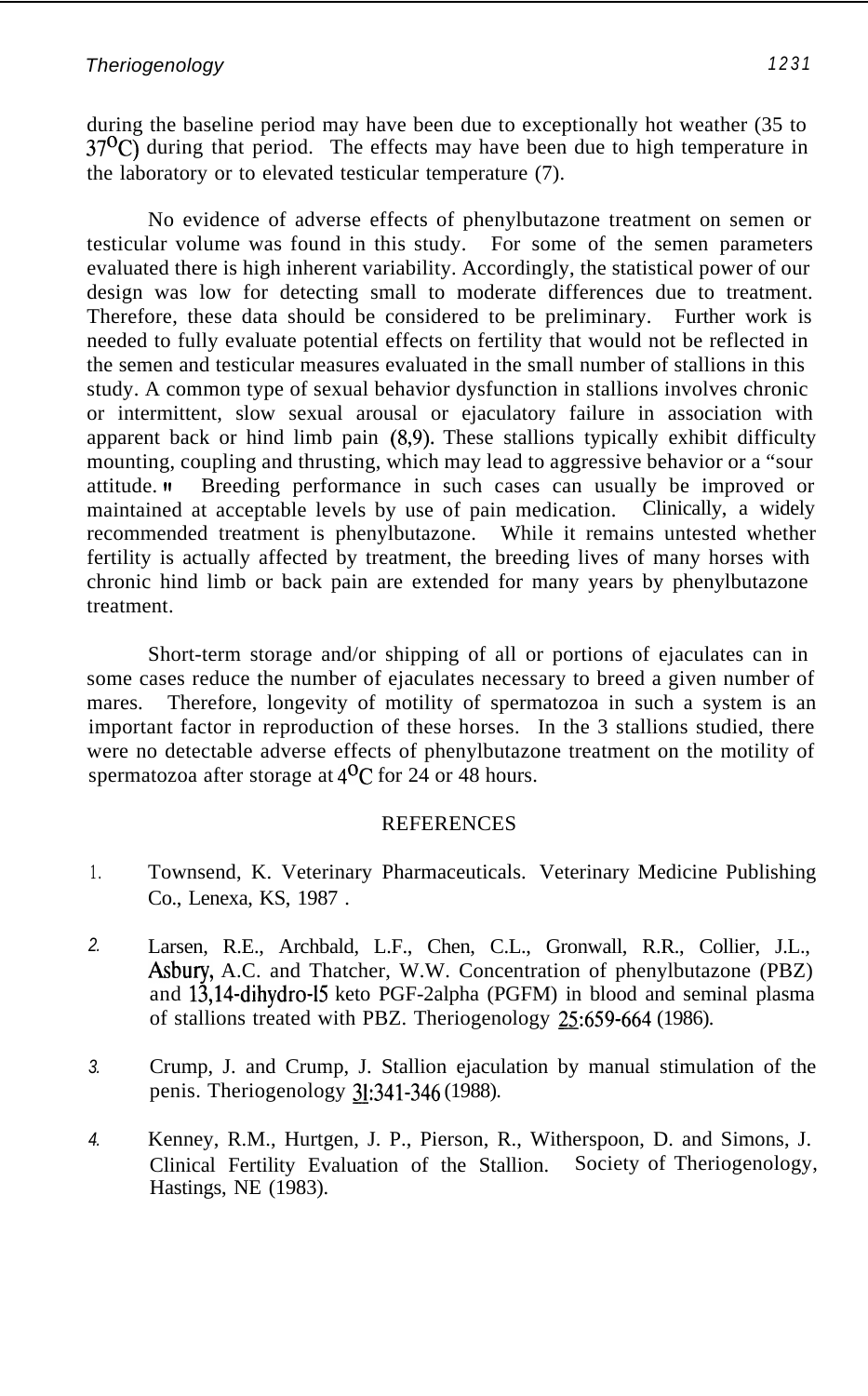during the baseline period may have been due to exceptionally hot weather (35 to 37°C) during that period. The effects may have been due to high temperature in the laboratory or to elevated testicular temperature (7).

No evidence of adverse effects of phenylbutazone treatment on semen or testicular volume was found in this study. For some of the semen parameters evaluated there is high inherent variability. Accordingly, the statistical power of our design was low for detecting small to moderate differences due to treatment. Therefore, these data should be considered to be preliminary. Further work is needed to fully evaluate potential effects on fertility that would not be reflected in the semen and testicular measures evaluated in the small number of stallions in this study. A common type of sexual behavior dysfunction in stallions involves chronic or intermittent, slow sexual arousal or ejaculatory failure in association with apparent back or hind limb pain (8,9). These stallions typically exhibit difficulty mounting, coupling and thrusting, which may lead to aggressive behavior or a "sour attitude." Breeding performance in such cases can usually be improved or maintained at acceptable levels by use of pain medication. Clinically, a widely recommended treatment is phenylbutazone. While it remains untested whether fertility is actually affected by treatment, the breeding lives of many horses with chronic hind limb or back pain are extended for many years by phenylbutazone treatment.

Short-term storage and/or shipping of all or portions of ejaculates can in some cases reduce the number of ejaculates necessary to breed a given number of mares. Therefore, longevity of motility of spermatozoa in such a system is an important factor in reproduction of these horses. In the 3 stallions studied, there were no detectable adverse effects of phenylbutazone treatment on the motility of spermatozoa after storage at 4°C for 24 or 48 hours.

## REFERENCES

1. Townsend, K. Veterinary Pharmaceuticals. Veterinary Medicine Publishing Co., Lenexa, KS, 1987 .

2. Larsen, R.E., Archbald, L.F., Chen, C.L., Gronwall, R.R., Collier, J.L., Asbury, A.C. and Thatcher, W.W. Concentration of phenylbutazone (PBZ) and 13,14-dihydro-15 keto PGF-2alpha (PGFM) in blood and seminal plasma of stallions treated with PBZ. Theriogenology 25:659-664 (1986).

3. Crump, J. and Crump, J. Stallion ejaculation by manual stimulation of the penis. Theriogenology 31:341-346 (1988).

4. Kenney, R.M., Hurtgen, J. P., Pierson, R., Witherspoon, D. and Simons, J. Clinical Fertility Evaluation of the Stallion. Society of Theriogenology, Hastings, NE (1983).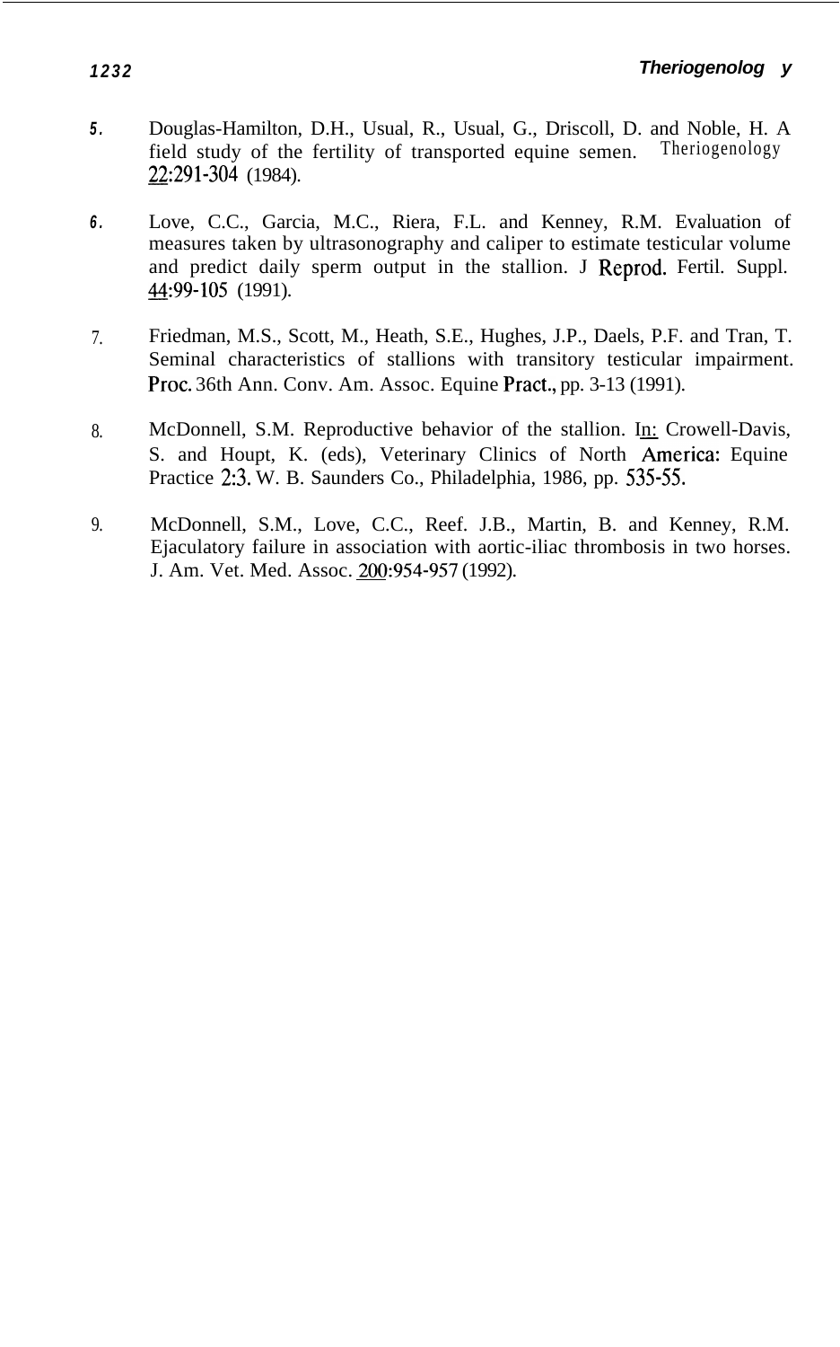5. Douglas-Hamilton, D.H., Usual, R., Usual, G., Driscoll, D. and Noble, H. A field study of the fertility of transported equine semen. Theriogenology 22:291-304 (1984).

6. Love, C.C., Garcia, M.C., Riera, F.L. and Kenney, R.M. Evaluation of measures taken by ultrasonography and caliper to estimate testicular volume and predict daily sperm output in the stallion. J Reprod. Fertil. Suppl. 44:99-105 (1991).

7. Friedman, M.S., Scott, M., Heath, S.E., Hughes, J.P., Daels, P.F. and Tran, T. Seminal characteristics of stallions with transitory testicular impairment. Proc. 36th Ann. Conv. Am. Assoc. Equine Pract., pp. 3-13 (1991).

8. McDonnell, S.M. Reproductive behavior of the stallion. In: Crowell-Davis, S. and Houpt, K. (eds), Veterinary Clinics of North America: Equine Practice 2:3. W. B. Saunders Co., Philadelphia, 1986, pp. 535-55.

9. McDonnell, S.M., Love, C.C., Reef. J.B., Martin, B. and Kenney, R.M. Ejaculatory failure in association with aortic-iliac thrombosis in two horses. J. Am. Vet. Med. Assoc. 200:954-957 (1992).